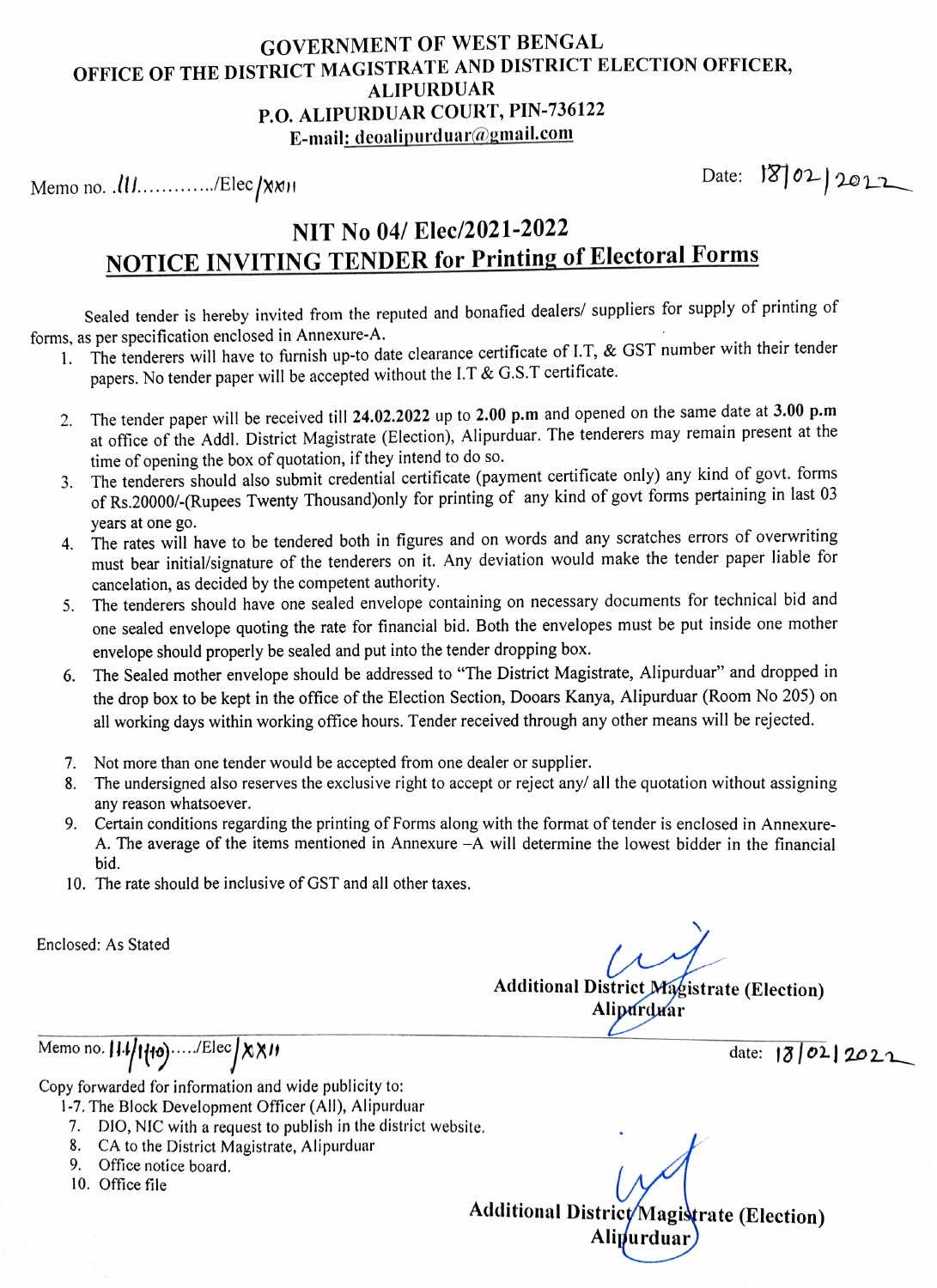# GOVERNMENT OF WEST BENGAL
## OFFICE OF THE DISTRICT MAGISTRATE AND DISTRICT ELECTION OFFICER, ALIPURDUAR
### P.O. ALIPURDUAR COURT, PIN-736122
**E-mail: deoalipurduar@gmail.com**

Memo no. 111............/Elec/XXII

Date: 18/02/2022

## NIT No 04/ Elec/2021-2022
## NOTICE INVITING TENDER for Printing of Electoral Forms

Sealed tender is hereby invited from the reputed and bonafied dealers/ suppliers for supply of printing of forms, as per specification enclosed in Annexure-A.

1. The tenderers will have to furnish up-to date clearance certificate of I.T, & GST number with their tender papers. No tender paper will be accepted without the I.T & G.S.T certificate.
2. The tender paper will be received till **24.02.2022** up to **2.00 p.m** and opened on the same date at **3.00 p.m** at office of the Addl. District Magistrate (Election), Alipurduar. The tenderers may remain present at the time of opening the box of quotation, if they intend to do so.
3. The tenderers should also submit credential certificate (payment certificate only) any kind of govt. forms of Rs.20000/-(Rupees Twenty Thousand)only for printing of any kind of govt forms pertaining in last 03 years at one go.
4. The rates will have to be tendered both in figures and on words and any scratches errors of overwriting must bear initial/signature of the tenderers on it. Any deviation would make the tender paper liable for cancelation, as decided by the competent authority.
5. The tenderers should have one sealed envelope containing on necessary documents for technical bid and one sealed envelope quoting the rate for financial bid. Both the envelopes must be put inside one mother envelope should properly be sealed and put into the tender dropping box.
6. The Sealed mother envelope should be addressed to "The District Magistrate, Alipurduar" and dropped in the drop box to be kept in the office of the Election Section, Dooars Kanya, Alipurduar (Room No 205) on all working days within working office hours. Tender received through any other means will be rejected.
7. Not more than one tender would be accepted from one dealer or supplier.
8. The undersigned also reserves the exclusive right to accept or reject any/ all the quotation without assigning any reason whatsoever.
9. Certain conditions regarding the printing of Forms along with the format of tender is enclosed in Annexure-A. The average of the items mentioned in Annexure –A will determine the lowest bidder in the financial bid.
10. The rate should be inclusive of GST and all other taxes.

Enclosed: As Stated

Additional District Magistrate (Election)
Alipurduar

Memo no. 111/1(10)...../Elec/XXII

date: 18/02/2022

Copy forwarded for information and wide publicity to:

1-7. The Block Development Officer (All), Alipurduar
7. DIO, NIC with a request to publish in the district website.
8. CA to the District Magistrate, Alipurduar
9. Office notice board.
10. Office file

Additional District Magistrate (Election)
Alipurduar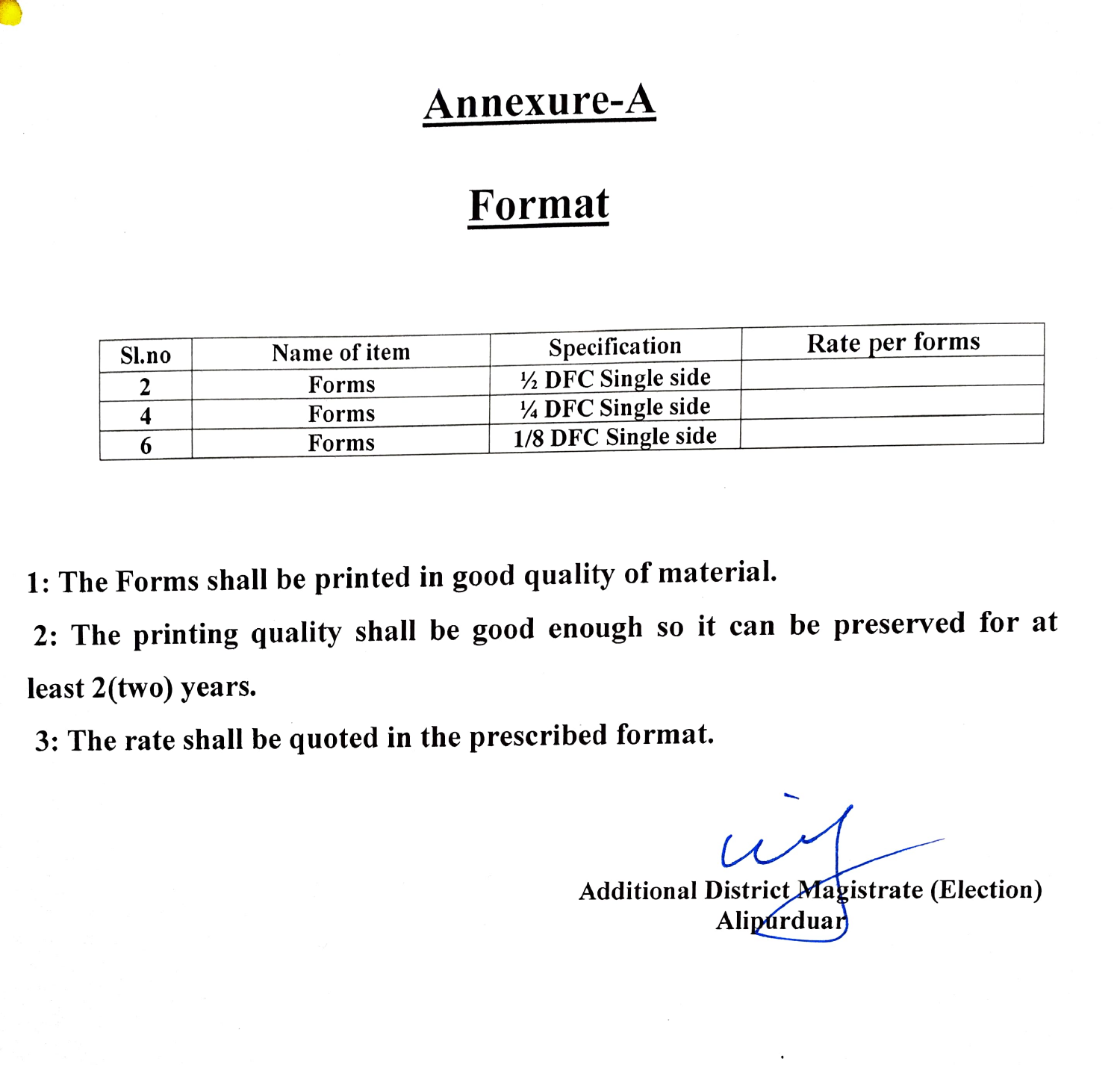# Annexure-A

## Format

| Sl.no | Name of item | Specification | Rate per forms |
|---|---|---|---|
| 2 | Forms | ½ DFC Single side | |
| 4 | Forms | ¼ DFC Single side | |
| 6 | Forms | 1/8 DFC Single side | |

1: The Forms shall be printed in good quality of material.

2: The printing quality shall be good enough so it can be preserved for at least 2(two) years.

3: The rate shall be quoted in the prescribed format.

Additional District Magistrate (Election)
Alipurduar